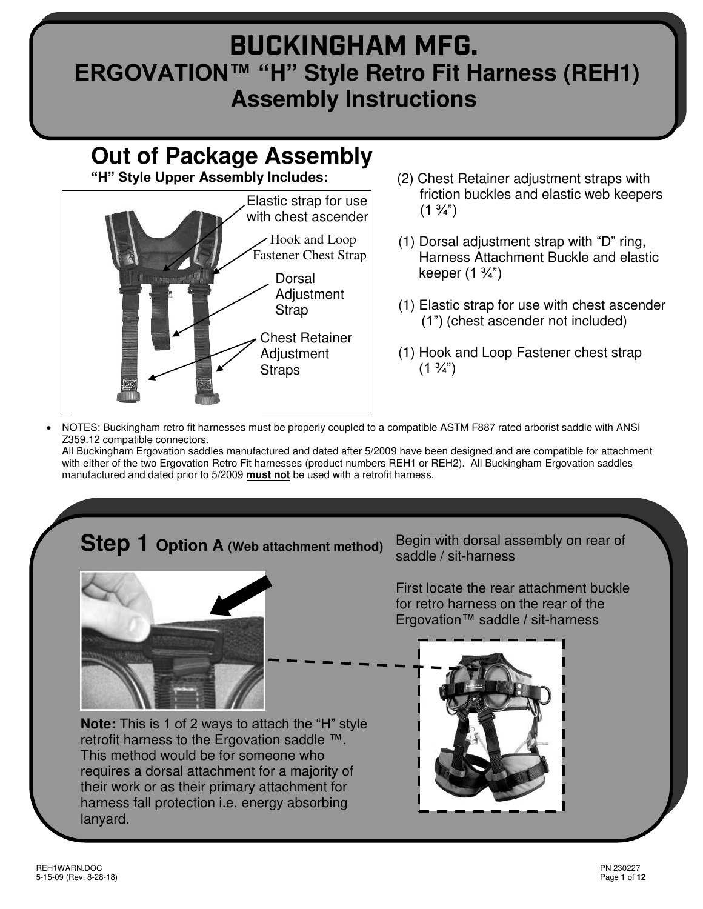# BUCKINGHAM MFG.
# ERGOVATION™ "H" Style Retro Fit Harness (REH1) Assembly Instructions

## Out of Package Assembly

**"H" Style Upper Assembly Includes:**

Elastic strap for use with chest ascender

Hook and Loop Fastener Chest Strap

Dorsal Adjustment Strap

Chest Retainer Adjustment Straps

(2) Chest Retainer adjustment straps with friction buckles and elastic web keepers (1 ¾")

(1) Dorsal adjustment strap with "D" ring, Harness Attachment Buckle and elastic keeper (1 ¾")

(1) Elastic strap for use with chest ascender (1") (chest ascender not included)

(1) Hook and Loop Fastener chest strap (1 ¾")

- NOTES: Buckingham retro fit harnesses must be properly coupled to a compatible ASTM F887 rated arborist saddle with ANSI Z359.12 compatible connectors.
  All Buckingham Ergovation saddles manufactured and dated after 5/2009 have been designed and are compatible for attachment with either of the two Ergovation Retro Fit harnesses (product numbers REH1 or REH2). All Buckingham Ergovation saddles manufactured and dated prior to 5/2009 **must not** be used with a retrofit harness.

## Step 1 Option A (Web attachment method)

Begin with dorsal assembly on rear of saddle / sit-harness

First locate the rear attachment buckle for retro harness on the rear of the Ergovation™ saddle / sit-harness

**Note:** This is 1 of 2 ways to attach the "H" style retrofit harness to the Ergovation saddle ™. This method would be for someone who requires a dorsal attachment for a majority of their work or as their primary attachment for harness fall protection i.e. energy absorbing lanyard.

REH1WARN.DOC
5-15-09 (Rev. 8-28-18)

PN 230227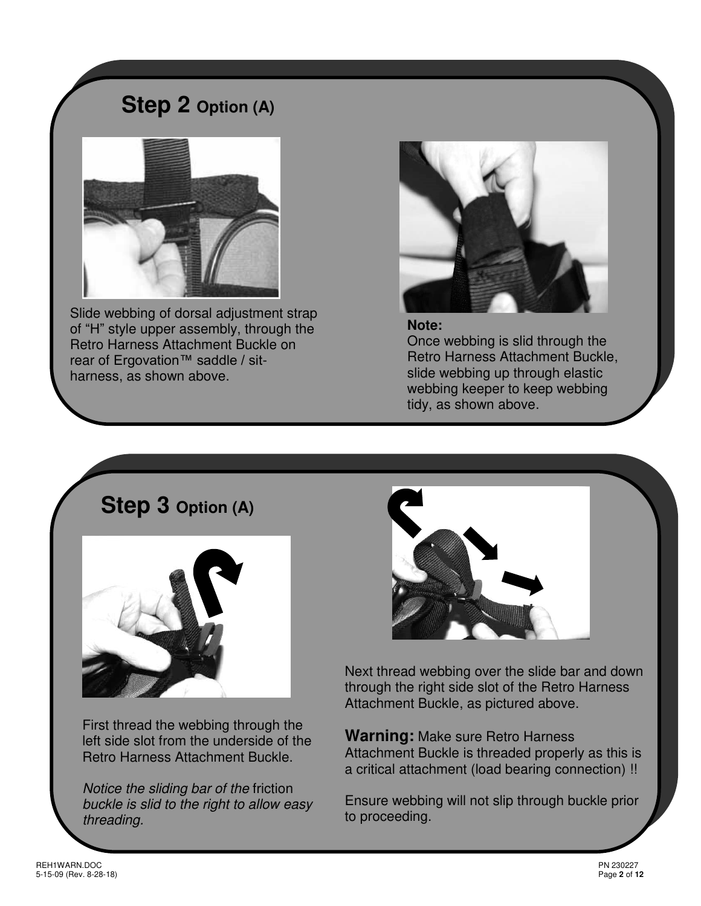## Step 2 Option (A)

Slide webbing of dorsal adjustment strap of "H" style upper assembly, through the Retro Harness Attachment Buckle on rear of Ergovation™ saddle / sit-harness, as shown above.

**Note:**
Once webbing is slid through the Retro Harness Attachment Buckle, slide webbing up through elastic webbing keeper to keep webbing tidy, as shown above.

## Step 3 Option (A)

First thread the webbing through the left side slot from the underside of the Retro Harness Attachment Buckle.

*Notice the sliding bar of the* friction *buckle is slid to the right to allow easy threading.*

Next thread webbing over the slide bar and down through the right side slot of the Retro Harness Attachment Buckle, as pictured above.

**Warning:** Make sure Retro Harness Attachment Buckle is threaded properly as this is a critical attachment (load bearing connection) !!

Ensure webbing will not slip through buckle prior to proceeding.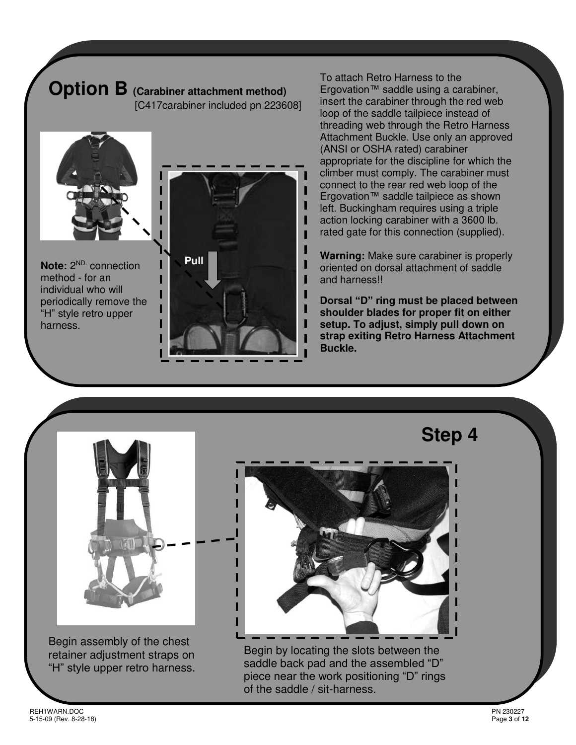## Option B (Carabiner attachment method)

[C417carabiner included pn 223608]

**Note:** 2ND. connection method - for an individual who will periodically remove the “H” style retro upper harness.

Pull

To attach Retro Harness to the Ergovation™ saddle using a carabiner, insert the carabiner through the red web loop of the saddle tailpiece instead of threading web through the Retro Harness Attachment Buckle. Use only an approved (ANSI or OSHA rated) carabiner appropriate for the discipline for which the climber must comply. The carabiner must connect to the rear red web loop of the Ergovation™ saddle tailpiece as shown left. Buckingham requires using a triple action locking carabiner with a 3600 lb. rated gate for this connection (supplied).

**Warning:** Make sure carabiner is properly oriented on dorsal attachment of saddle and harness!!

**Dorsal “D” ring must be placed between shoulder blades for proper fit on either setup. To adjust, simply pull down on strap exiting Retro Harness Attachment Buckle.**

## Step 4

Begin assembly of the chest retainer adjustment straps on “H” style upper retro harness.

Begin by locating the slots between the saddle back pad and the assembled “D” piece near the work positioning “D” rings of the saddle / sit-harness.

REH1WARN.DOC
5-15-09 (Rev. 8-28-18)

PN 230227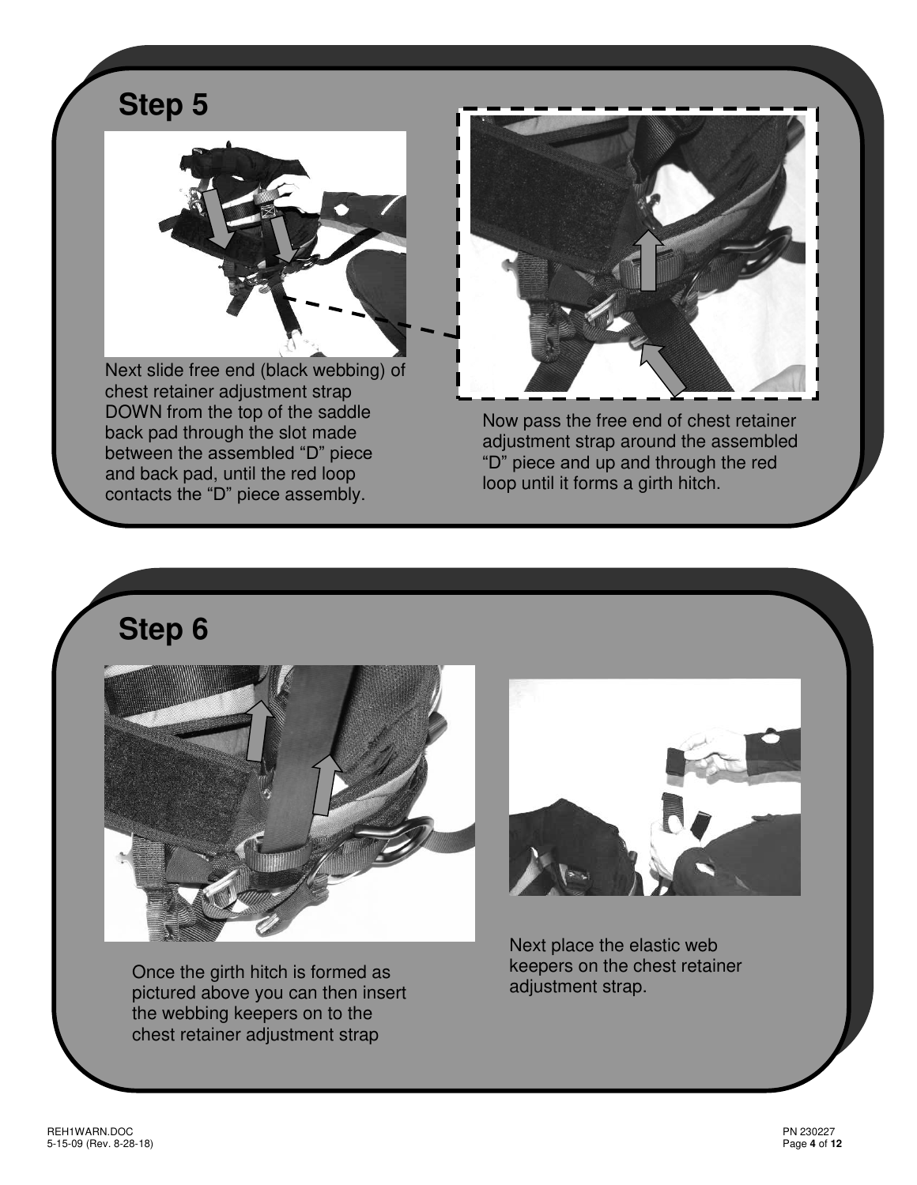## Step 5

Next slide free end (black webbing) of chest retainer adjustment strap DOWN from the top of the saddle back pad through the slot made between the assembled "D" piece and back pad, until the red loop contacts the "D" piece assembly.

Now pass the free end of chest retainer adjustment strap around the assembled "D" piece and up and through the red loop until it forms a girth hitch.

## Step 6

Once the girth hitch is formed as pictured above you can then insert the webbing keepers on to the chest retainer adjustment strap

Next place the elastic web keepers on the chest retainer adjustment strap.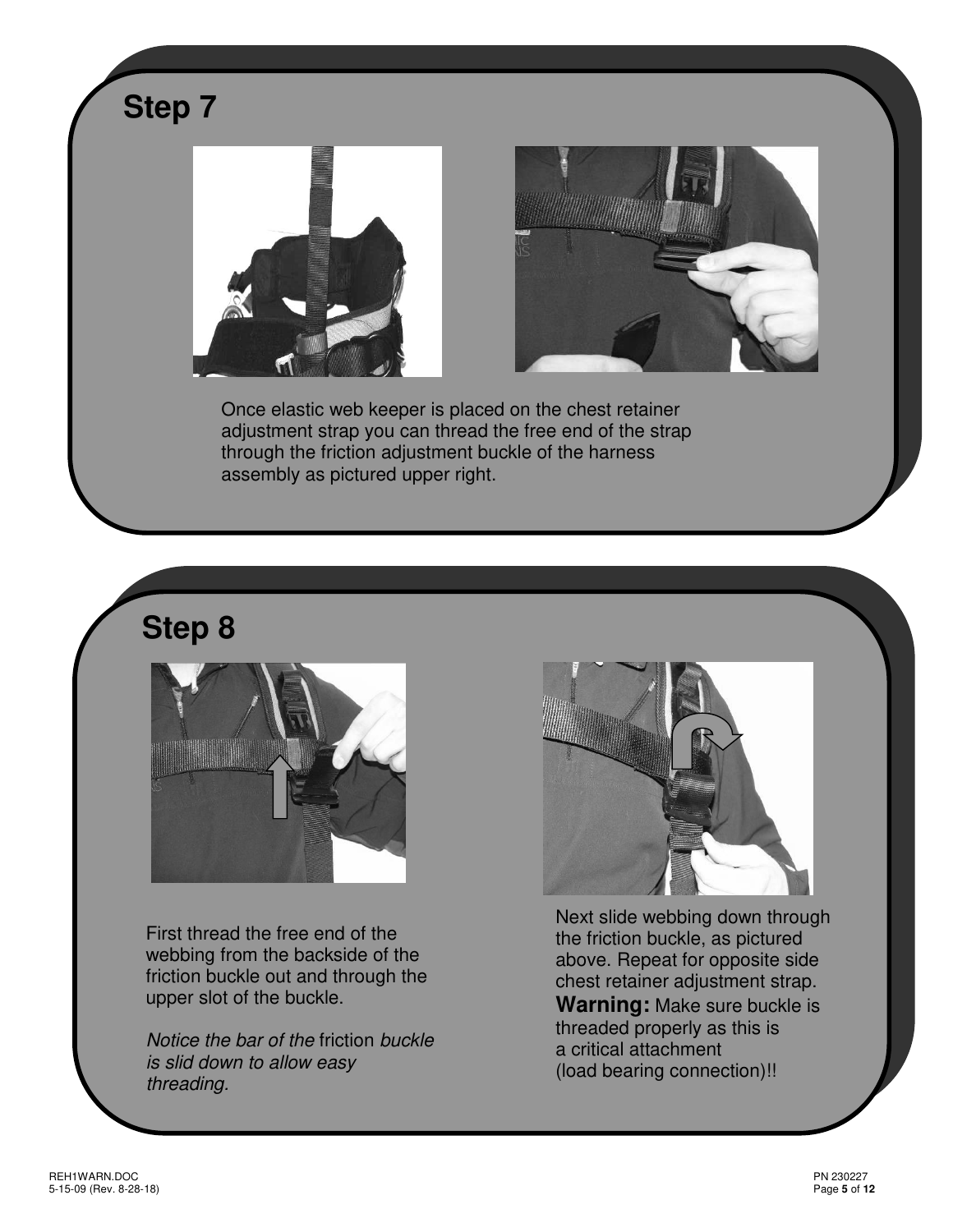## Step 7

Once elastic web keeper is placed on the chest retainer adjustment strap you can thread the free end of the strap through the friction adjustment buckle of the harness assembly as pictured upper right.

## Step 8

First thread the free end of the webbing from the backside of the friction buckle out and through the upper slot of the buckle.

*Notice the bar of the* friction *buckle is slid down to allow easy threading.*

Next slide webbing down through the friction buckle, as pictured above. Repeat for opposite side chest retainer adjustment strap. **Warning:** Make sure buckle is threaded properly as this is a critical attachment (load bearing connection)!!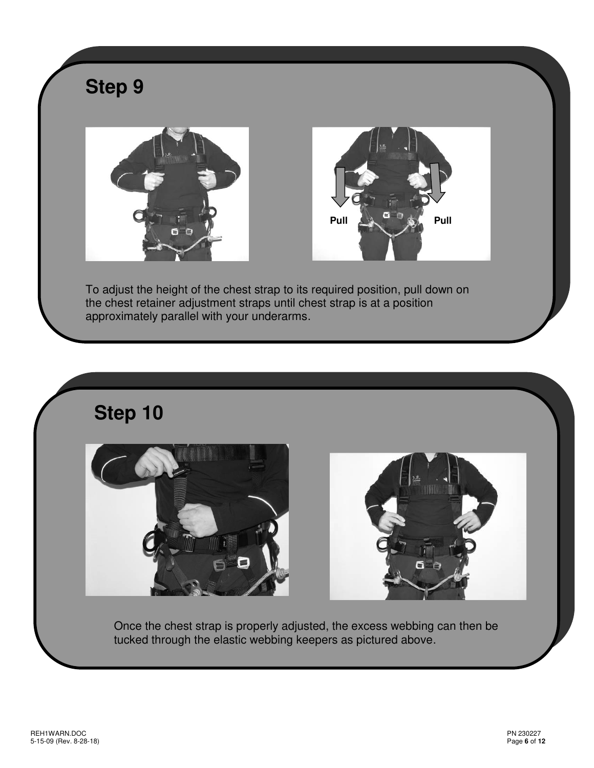## Step 9

Pull Pull

To adjust the height of the chest strap to its required position, pull down on the chest retainer adjustment straps until chest strap is at a position approximately parallel with your underarms.

## Step 10

Once the chest strap is properly adjusted, the excess webbing can then be tucked through the elastic webbing keepers as pictured above.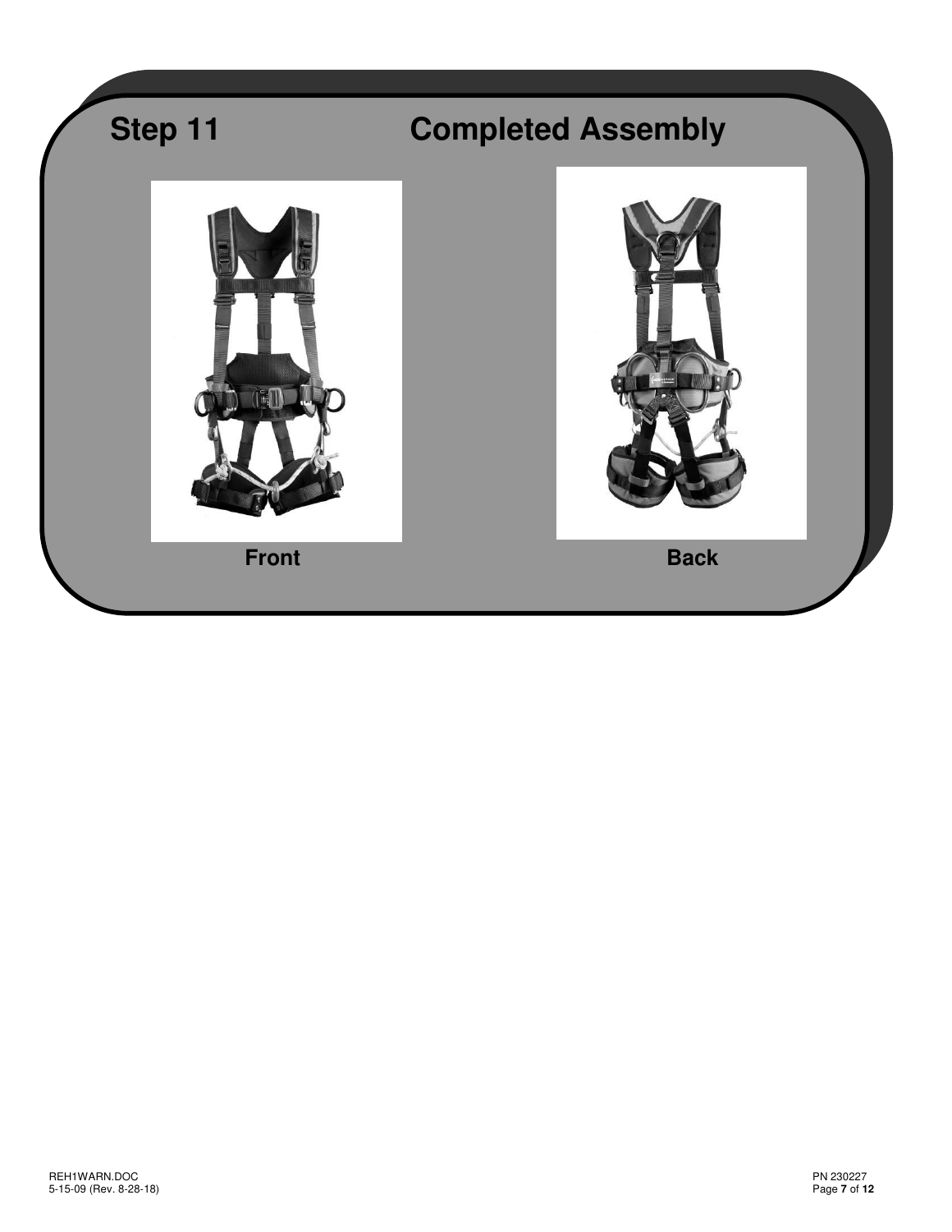## Step 11 Completed Assembly

Front

Back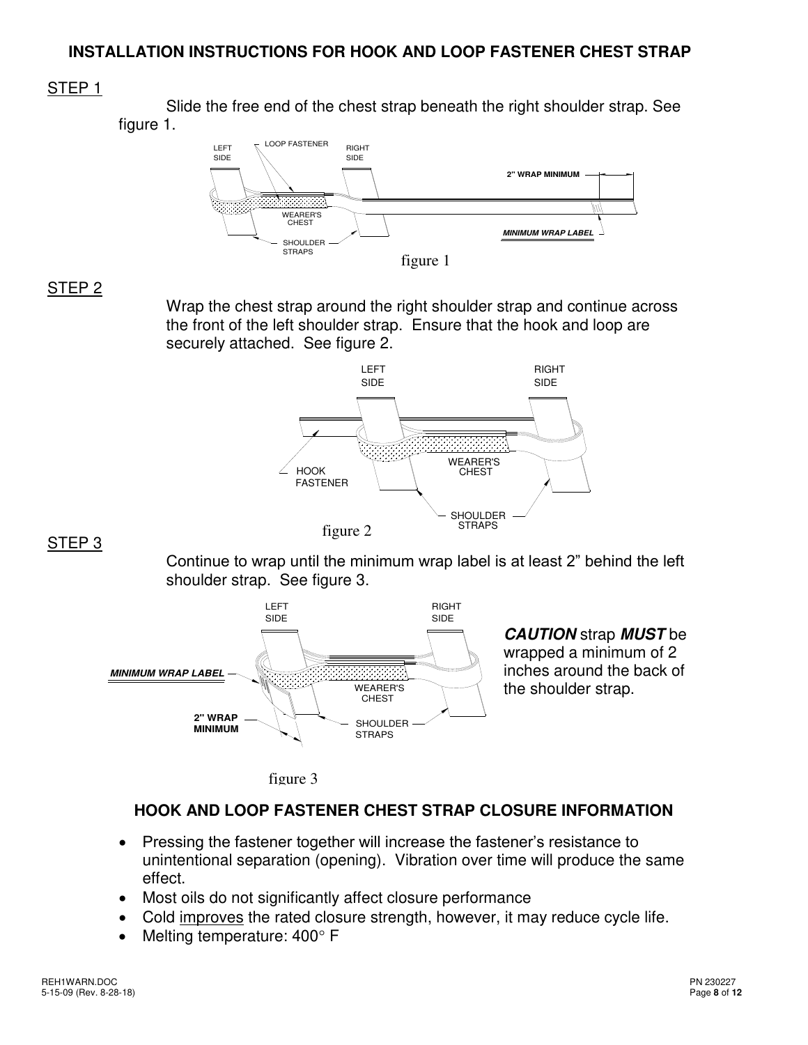## INSTALLATION INSTRUCTIONS FOR HOOK AND LOOP FASTENER CHEST STRAP

STEP 1

Slide the free end of the chest strap beneath the right shoulder strap. See figure 1.

figure 1

STEP 2

Wrap the chest strap around the right shoulder strap and continue across the front of the left shoulder strap. Ensure that the hook and loop are securely attached. See figure 2.

figure 2

STEP 3

Continue to wrap until the minimum wrap label is at least 2" behind the left shoulder strap. See figure 3.

***CAUTION*** strap ***MUST*** be wrapped a minimum of 2 inches around the back of the shoulder strap.

figure 3

## HOOK AND LOOP FASTENER CHEST STRAP CLOSURE INFORMATION

- Pressing the fastener together will increase the fastener's resistance to unintentional separation (opening). Vibration over time will produce the same effect.
- Most oils do not significantly affect closure performance
- Cold improves the rated closure strength, however, it may reduce cycle life.
- Melting temperature: 400° F

REH1WARN.DOC
5-15-09 (Rev. 8-28-18)

PN 230227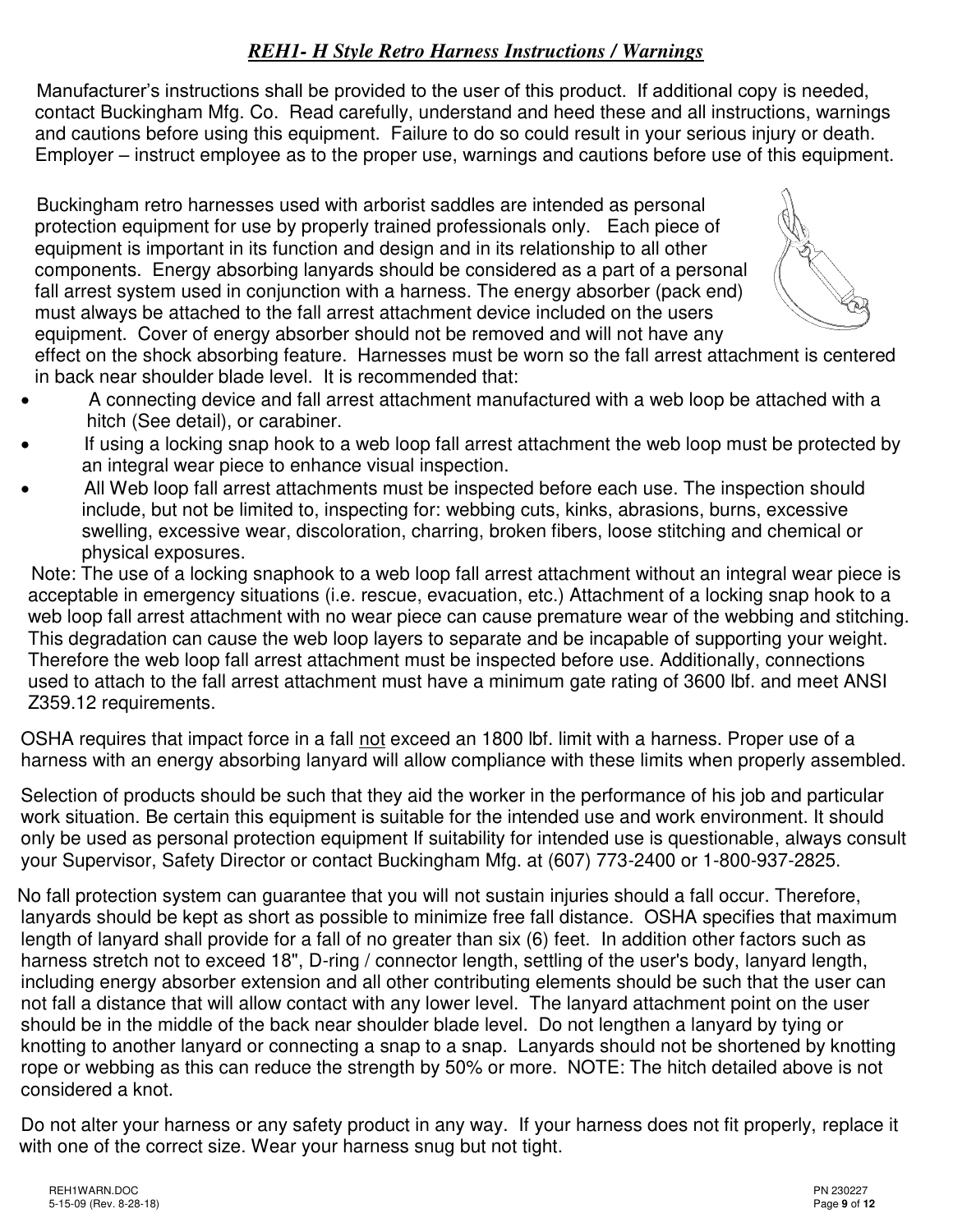# *REH1- H Style Retro Harness Instructions / Warnings*

Manufacturer's instructions shall be provided to the user of this product. If additional copy is needed, contact Buckingham Mfg. Co. Read carefully, understand and heed these and all instructions, warnings and cautions before using this equipment. Failure to do so could result in your serious injury or death. Employer – instruct employee as to the proper use, warnings and cautions before use of this equipment.

Buckingham retro harnesses used with arborist saddles are intended as personal protection equipment for use by properly trained professionals only. Each piece of equipment is important in its function and design and in its relationship to all other components. Energy absorbing lanyards should be considered as a part of a personal fall arrest system used in conjunction with a harness. The energy absorber (pack end) must always be attached to the fall arrest attachment device included on the users equipment. Cover of energy absorber should not be removed and will not have any effect on the shock absorbing feature. Harnesses must be worn so the fall arrest attachment is centered in back near shoulder blade level. It is recommended that:

- A connecting device and fall arrest attachment manufactured with a web loop be attached with a hitch (See detail), or carabiner.
- If using a locking snap hook to a web loop fall arrest attachment the web loop must be protected by an integral wear piece to enhance visual inspection.
- All Web loop fall arrest attachments must be inspected before each use. The inspection should include, but not be limited to, inspecting for: webbing cuts, kinks, abrasions, burns, excessive swelling, excessive wear, discoloration, charring, broken fibers, loose stitching and chemical or physical exposures.

Note: The use of a locking snaphook to a web loop fall arrest attachment without an integral wear piece is acceptable in emergency situations (i.e. rescue, evacuation, etc.) Attachment of a locking snap hook to a web loop fall arrest attachment with no wear piece can cause premature wear of the webbing and stitching. This degradation can cause the web loop layers to separate and be incapable of supporting your weight. Therefore the web loop fall arrest attachment must be inspected before use. Additionally, connections used to attach to the fall arrest attachment must have a minimum gate rating of 3600 lbf. and meet ANSI Z359.12 requirements.

OSHA requires that impact force in a fall <u>not</u> exceed an 1800 lbf. limit with a harness. Proper use of a harness with an energy absorbing lanyard will allow compliance with these limits when properly assembled.

Selection of products should be such that they aid the worker in the performance of his job and particular work situation. Be certain this equipment is suitable for the intended use and work environment. It should only be used as personal protection equipment If suitability for intended use is questionable, always consult your Supervisor, Safety Director or contact Buckingham Mfg. at (607) 773-2400 or 1-800-937-2825.

No fall protection system can guarantee that you will not sustain injuries should a fall occur. Therefore, lanyards should be kept as short as possible to minimize free fall distance. OSHA specifies that maximum length of lanyard shall provide for a fall of no greater than six (6) feet. In addition other factors such as harness stretch not to exceed 18", D-ring / connector length, settling of the user's body, lanyard length, including energy absorber extension and all other contributing elements should be such that the user can not fall a distance that will allow contact with any lower level. The lanyard attachment point on the user should be in the middle of the back near shoulder blade level. Do not lengthen a lanyard by tying or knotting to another lanyard or connecting a snap to a snap. Lanyards should not be shortened by knotting rope or webbing as this can reduce the strength by 50% or more. NOTE: The hitch detailed above is not considered a knot.

Do not alter your harness or any safety product in any way. If your harness does not fit properly, replace it with one of the correct size. Wear your harness snug but not tight.

REH1WARN.DOC
5-15-09 (Rev. 8-28-18)

PN 230227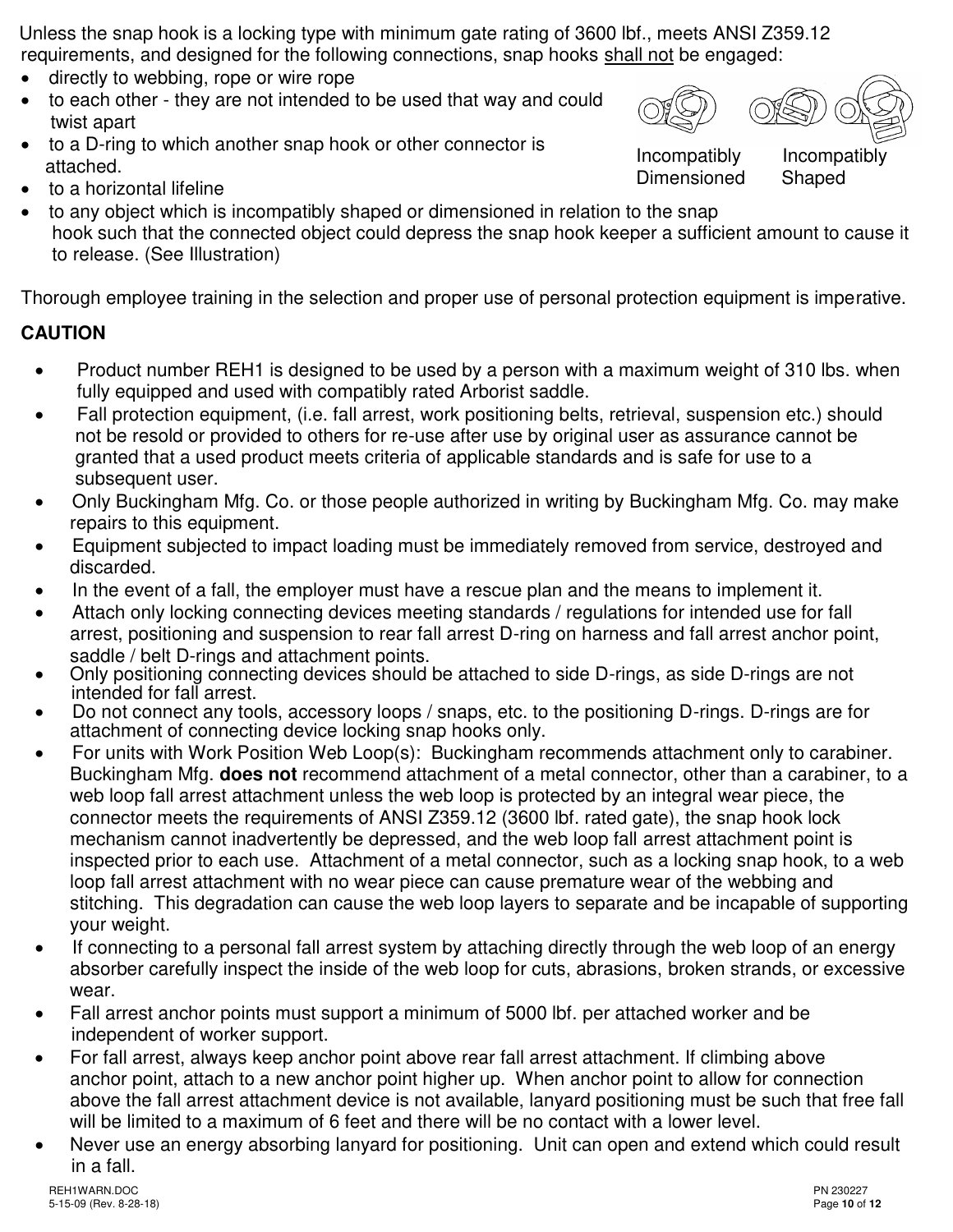Unless the snap hook is a locking type with minimum gate rating of 3600 lbf., meets ANSI Z359.12 requirements, and designed for the following connections, snap hooks <u>shall not</u> be engaged:

- directly to webbing, rope or wire rope
- to each other - they are not intended to be used that way and could twist apart
- to a D-ring to which another snap hook or other connector is attached.
- to a horizontal lifeline
- to any object which is incompatibly shaped or dimensioned in relation to the snap hook such that the connected object could depress the snap hook keeper a sufficient amount to cause it to release. (See Illustration)

Incompatibly Dimensioned    Incompatibly Shaped

Thorough employee training in the selection and proper use of personal protection equipment is imperative.

**CAUTION**

- Product number REH1 is designed to be used by a person with a maximum weight of 310 lbs. when fully equipped and used with compatibly rated Arborist saddle.
- Fall protection equipment, (i.e. fall arrest, work positioning belts, retrieval, suspension etc.) should not be resold or provided to others for re-use after use by original user as assurance cannot be granted that a used product meets criteria of applicable standards and is safe for use to a subsequent user.
- Only Buckingham Mfg. Co. or those people authorized in writing by Buckingham Mfg. Co. may make repairs to this equipment.
- Equipment subjected to impact loading must be immediately removed from service, destroyed and discarded.
- In the event of a fall, the employer must have a rescue plan and the means to implement it.
- Attach only locking connecting devices meeting standards / regulations for intended use for fall arrest, positioning and suspension to rear fall arrest D-ring on harness and fall arrest anchor point, saddle / belt D-rings and attachment points.
- Only positioning connecting devices should be attached to side D-rings, as side D-rings are not intended for fall arrest.
- Do not connect any tools, accessory loops / snaps, etc. to the positioning D-rings. D-rings are for attachment of connecting device locking snap hooks only.
- For units with Work Position Web Loop(s): Buckingham recommends attachment only to carabiner. Buckingham Mfg. **does not** recommend attachment of a metal connector, other than a carabiner, to a web loop fall arrest attachment unless the web loop is protected by an integral wear piece, the connector meets the requirements of ANSI Z359.12 (3600 lbf. rated gate), the snap hook lock mechanism cannot inadvertently be depressed, and the web loop fall arrest attachment point is inspected prior to each use. Attachment of a metal connector, such as a locking snap hook, to a web loop fall arrest attachment with no wear piece can cause premature wear of the webbing and stitching. This degradation can cause the web loop layers to separate and be incapable of supporting your weight.
- If connecting to a personal fall arrest system by attaching directly through the web loop of an energy absorber carefully inspect the inside of the web loop for cuts, abrasions, broken strands, or excessive wear.
- Fall arrest anchor points must support a minimum of 5000 lbf. per attached worker and be independent of worker support.
- For fall arrest, always keep anchor point above rear fall arrest attachment. If climbing above anchor point, attach to a new anchor point higher up. When anchor point to allow for connection above the fall arrest attachment device is not available, lanyard positioning must be such that free fall will be limited to a maximum of 6 feet and there will be no contact with a lower level.
- Never use an energy absorbing lanyard for positioning. Unit can open and extend which could result in a fall.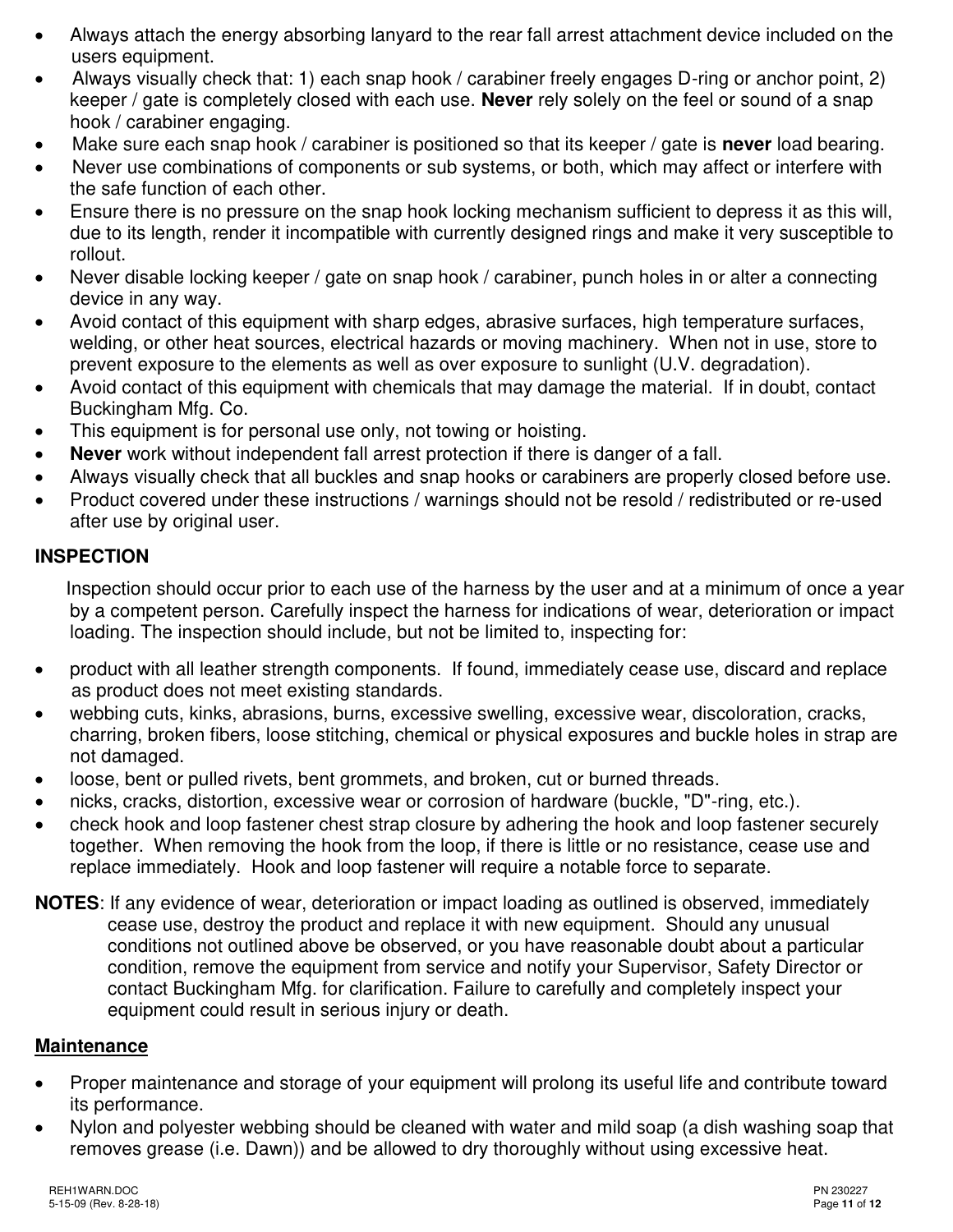- Always attach the energy absorbing lanyard to the rear fall arrest attachment device included on the users equipment.
- Always visually check that: 1) each snap hook / carabiner freely engages D-ring or anchor point, 2) keeper / gate is completely closed with each use. **Never** rely solely on the feel or sound of a snap hook / carabiner engaging.
- Make sure each snap hook / carabiner is positioned so that its keeper / gate is **never** load bearing.
- Never use combinations of components or sub systems, or both, which may affect or interfere with the safe function of each other.
- Ensure there is no pressure on the snap hook locking mechanism sufficient to depress it as this will, due to its length, render it incompatible with currently designed rings and make it very susceptible to rollout.
- Never disable locking keeper / gate on snap hook / carabiner, punch holes in or alter a connecting device in any way.
- Avoid contact of this equipment with sharp edges, abrasive surfaces, high temperature surfaces, welding, or other heat sources, electrical hazards or moving machinery. When not in use, store to prevent exposure to the elements as well as over exposure to sunlight (U.V. degradation).
- Avoid contact of this equipment with chemicals that may damage the material. If in doubt, contact Buckingham Mfg. Co.
- This equipment is for personal use only, not towing or hoisting.
- **Never** work without independent fall arrest protection if there is danger of a fall.
- Always visually check that all buckles and snap hooks or carabiners are properly closed before use.
- Product covered under these instructions / warnings should not be resold / redistributed or re-used after use by original user.

**INSPECTION**

Inspection should occur prior to each use of the harness by the user and at a minimum of once a year by a competent person. Carefully inspect the harness for indications of wear, deterioration or impact loading. The inspection should include, but not be limited to, inspecting for:

- product with all leather strength components. If found, immediately cease use, discard and replace as product does not meet existing standards.
- webbing cuts, kinks, abrasions, burns, excessive swelling, excessive wear, discoloration, cracks, charring, broken fibers, loose stitching, chemical or physical exposures and buckle holes in strap are not damaged.
- loose, bent or pulled rivets, bent grommets, and broken, cut or burned threads.
- nicks, cracks, distortion, excessive wear or corrosion of hardware (buckle, "D"-ring, etc.).
- check hook and loop fastener chest strap closure by adhering the hook and loop fastener securely together. When removing the hook from the loop, if there is little or no resistance, cease use and replace immediately. Hook and loop fastener will require a notable force to separate.

**NOTES**: If any evidence of wear, deterioration or impact loading as outlined is observed, immediately cease use, destroy the product and replace it with new equipment. Should any unusual conditions not outlined above be observed, or you have reasonable doubt about a particular condition, remove the equipment from service and notify your Supervisor, Safety Director or contact Buckingham Mfg. for clarification. Failure to carefully and completely inspect your equipment could result in serious injury or death.

**Maintenance**

- Proper maintenance and storage of your equipment will prolong its useful life and contribute toward its performance.
- Nylon and polyester webbing should be cleaned with water and mild soap (a dish washing soap that removes grease (i.e. Dawn)) and be allowed to dry thoroughly without using excessive heat.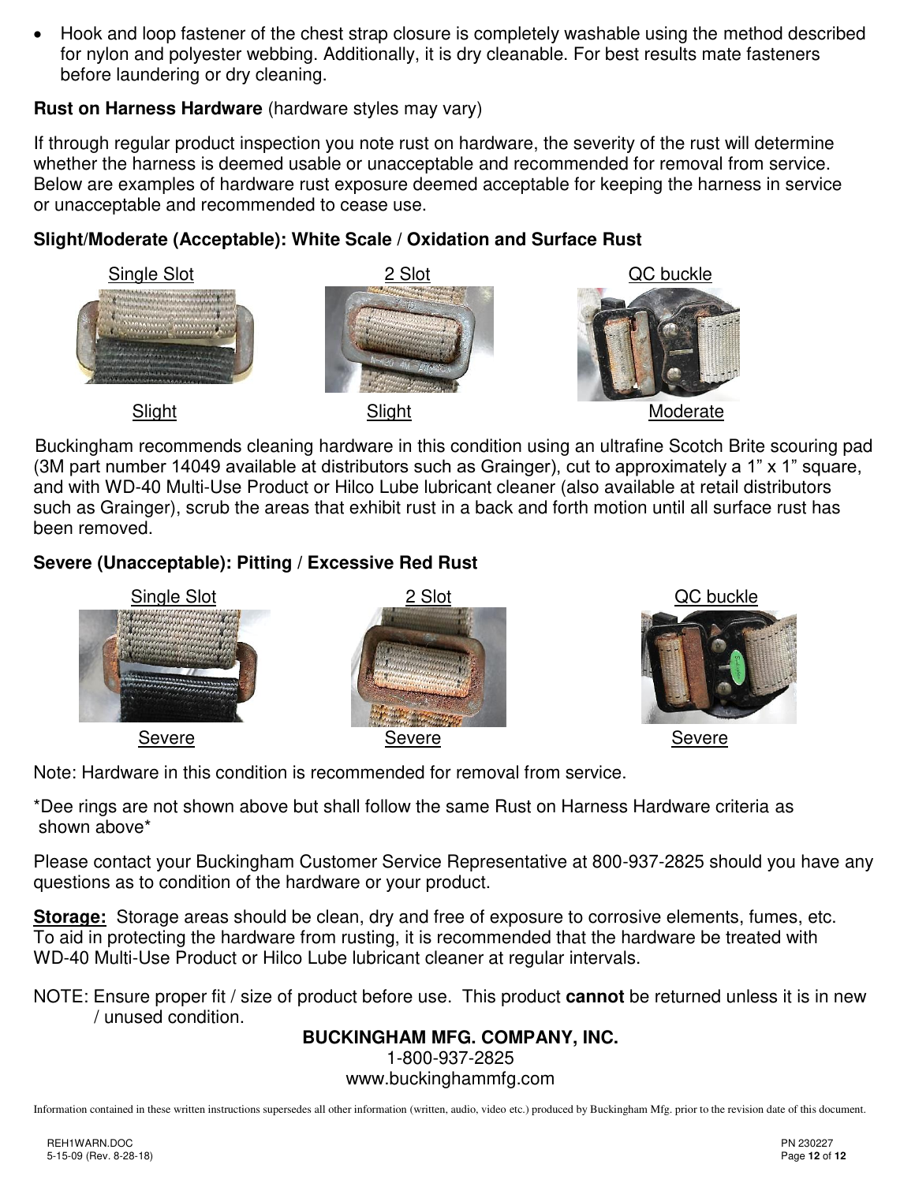- Hook and loop fastener of the chest strap closure is completely washable using the method described for nylon and polyester webbing. Additionally, it is dry cleanable. For best results mate fasteners before laundering or dry cleaning.

**Rust on Harness Hardware** (hardware styles may vary)

If through regular product inspection you note rust on hardware, the severity of the rust will determine whether the harness is deemed usable or unacceptable and recommended for removal from service. Below are examples of hardware rust exposure deemed acceptable for keeping the harness in service or unacceptable and recommended to cease use.

**Slight/Moderate (Acceptable): White Scale / Oxidation and Surface Rust**

Single Slot — Slight

2 Slot — Slight

QC buckle — Moderate

Buckingham recommends cleaning hardware in this condition using an ultrafine Scotch Brite scouring pad (3M part number 14049 available at distributors such as Grainger), cut to approximately a 1" x 1" square, and with WD-40 Multi-Use Product or Hilco Lube lubricant cleaner (also available at retail distributors such as Grainger), scrub the areas that exhibit rust in a back and forth motion until all surface rust has been removed.

**Severe (Unacceptable): Pitting / Excessive Red Rust**

Single Slot — Severe

2 Slot — Severe

QC buckle — Severe

Note: Hardware in this condition is recommended for removal from service.

*Dee rings are not shown above but shall follow the same Rust on Harness Hardware criteria as shown above*

Please contact your Buckingham Customer Service Representative at 800-937-2825 should you have any questions as to condition of the hardware or your product.

**Storage:** Storage areas should be clean, dry and free of exposure to corrosive elements, fumes, etc. To aid in protecting the hardware from rusting, it is recommended that the hardware be treated with WD-40 Multi-Use Product or Hilco Lube lubricant cleaner at regular intervals.

NOTE: Ensure proper fit / size of product before use. This product **cannot** be returned unless it is in new / unused condition.

**BUCKINGHAM MFG. COMPANY, INC.**
1-800-937-2825
www.buckinghammfg.com

Information contained in these written instructions supersedes all other information (written, audio, video etc.) produced by Buckingham Mfg. prior to the revision date of this document.

REH1WARN.DOC
5-15-09 (Rev. 8-28-18)

PN 230227